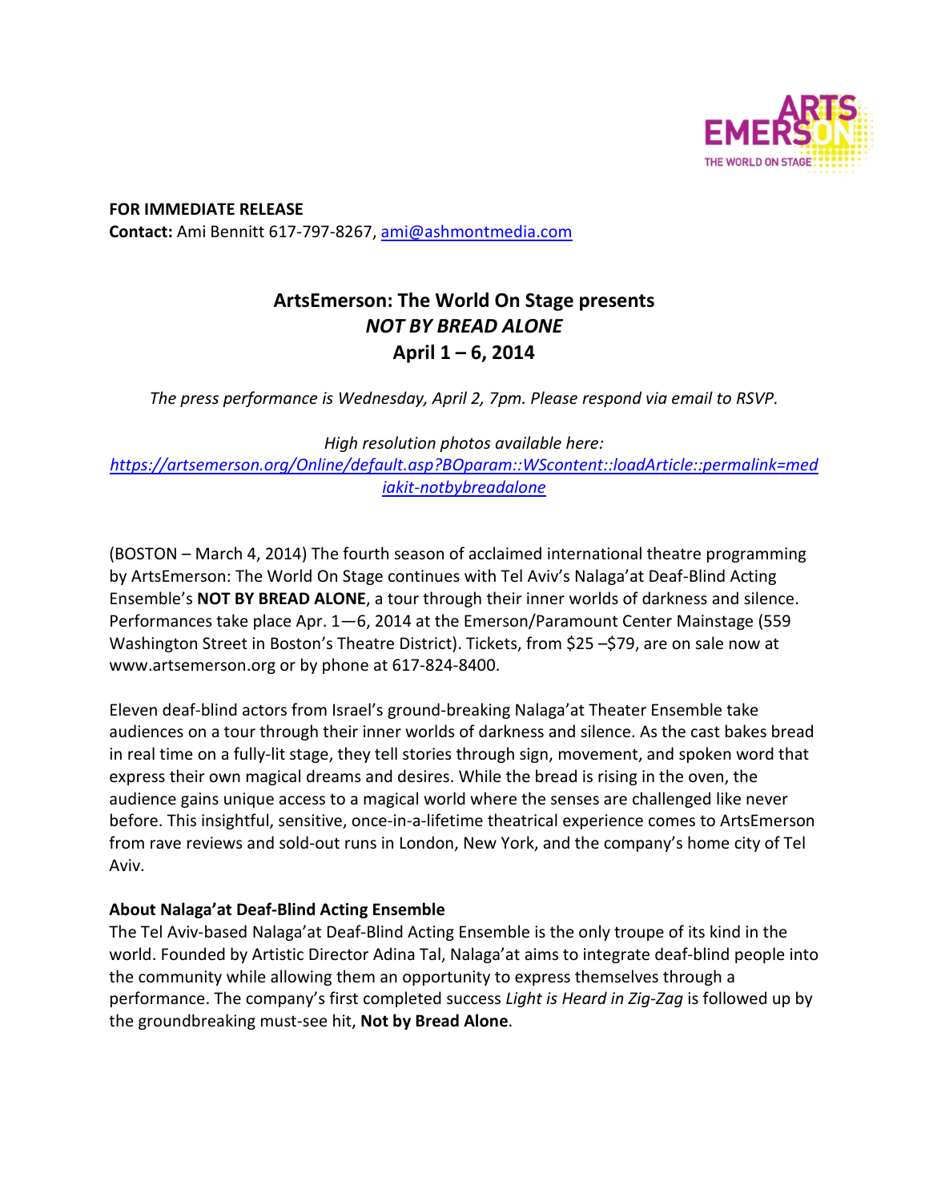**FOR IMMEDIATE RELEASE**
**Contact:** Ami Bennitt 617-797-8267, ami@ashmontmedia.com

## ArtsEmerson: The World On Stage presents
## *NOT BY BREAD ALONE*
## April 1 – 6, 2014

*The press performance is Wednesday, April 2, 7pm. Please respond via email to RSVP.*

*High resolution photos available here:*
*https://artsemerson.org/Online/default.asp?BOparam::WScontent::loadArticle::permalink=mediakit-notbybreadalone*

(BOSTON – March 4, 2014) The fourth season of acclaimed international theatre programming by ArtsEmerson: The World On Stage continues with Tel Aviv's Nalaga'at Deaf-Blind Acting Ensemble's **NOT BY BREAD ALONE**, a tour through their inner worlds of darkness and silence. Performances take place Apr. 1—6, 2014 at the Emerson/Paramount Center Mainstage (559 Washington Street in Boston's Theatre District). Tickets, from $25 –$79, are on sale now at www.artsemerson.org or by phone at 617-824-8400.

Eleven deaf-blind actors from Israel's ground-breaking Nalaga'at Theater Ensemble take audiences on a tour through their inner worlds of darkness and silence. As the cast bakes bread in real time on a fully-lit stage, they tell stories through sign, movement, and spoken word that express their own magical dreams and desires. While the bread is rising in the oven, the audience gains unique access to a magical world where the senses are challenged like never before. This insightful, sensitive, once-in-a-lifetime theatrical experience comes to ArtsEmerson from rave reviews and sold-out runs in London, New York, and the company's home city of Tel Aviv.

**About Nalaga'at Deaf-Blind Acting Ensemble**
The Tel Aviv-based Nalaga'at Deaf-Blind Acting Ensemble is the only troupe of its kind in the world. Founded by Artistic Director Adina Tal, Nalaga'at aims to integrate deaf-blind people into the community while allowing them an opportunity to express themselves through a performance. The company's first completed success *Light is Heard in Zig-Zag* is followed up by the groundbreaking must-see hit, **Not by Bread Alone**.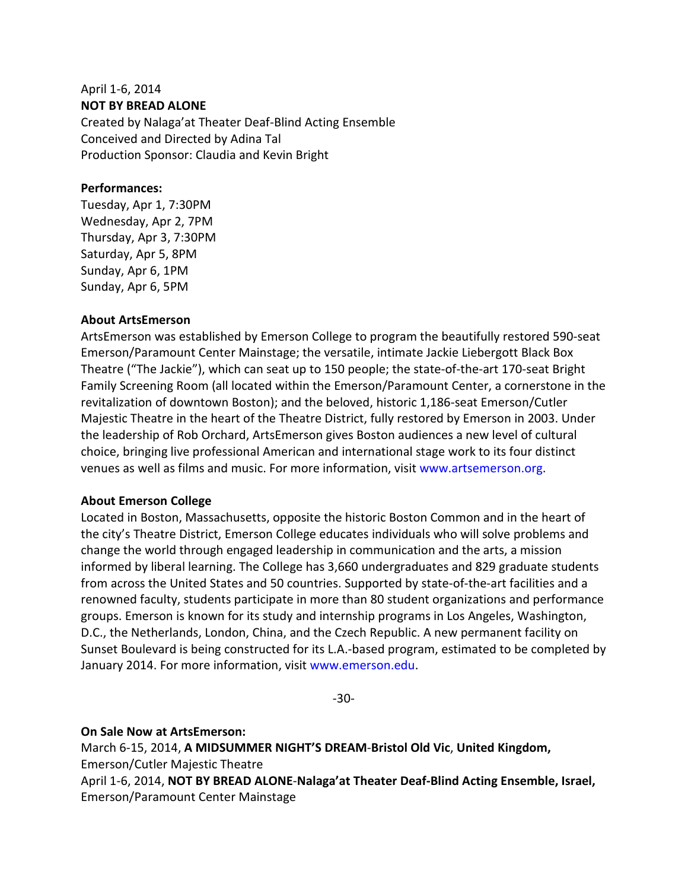April 1-6, 2014
**NOT BY BREAD ALONE**
Created by Nalaga'at Theater Deaf-Blind Acting Ensemble
Conceived and Directed by Adina Tal
Production Sponsor: Claudia and Kevin Bright

**Performances:**
Tuesday, Apr 1, 7:30PM
Wednesday, Apr 2, 7PM
Thursday, Apr 3, 7:30PM
Saturday, Apr 5, 8PM
Sunday, Apr 6, 1PM
Sunday, Apr 6, 5PM

**About ArtsEmerson**
ArtsEmerson was established by Emerson College to program the beautifully restored 590-seat Emerson/Paramount Center Mainstage; the versatile, intimate Jackie Liebergott Black Box Theatre ("The Jackie"), which can seat up to 150 people; the state-of-the-art 170-seat Bright Family Screening Room (all located within the Emerson/Paramount Center, a cornerstone in the revitalization of downtown Boston); and the beloved, historic 1,186-seat Emerson/Cutler Majestic Theatre in the heart of the Theatre District, fully restored by Emerson in 2003. Under the leadership of Rob Orchard, ArtsEmerson gives Boston audiences a new level of cultural choice, bringing live professional American and international stage work to its four distinct venues as well as films and music. For more information, visit www.artsemerson.org.

**About Emerson College**
Located in Boston, Massachusetts, opposite the historic Boston Common and in the heart of the city's Theatre District, Emerson College educates individuals who will solve problems and change the world through engaged leadership in communication and the arts, a mission informed by liberal learning. The College has 3,660 undergraduates and 829 graduate students from across the United States and 50 countries. Supported by state-of-the-art facilities and a renowned faculty, students participate in more than 80 student organizations and performance groups. Emerson is known for its study and internship programs in Los Angeles, Washington, D.C., the Netherlands, London, China, and the Czech Republic. A new permanent facility on Sunset Boulevard is being constructed for its L.A.-based program, estimated to be completed by January 2014. For more information, visit www.emerson.edu.

-30-

**On Sale Now at ArtsEmerson:**
March 6-15, 2014, **A MIDSUMMER NIGHT'S DREAM**-**Bristol Old Vic**, **United Kingdom,** Emerson/Cutler Majestic Theatre
April 1-6, 2014, **NOT BY BREAD ALONE**-**Nalaga'at Theater Deaf-Blind Acting Ensemble, Israel,** Emerson/Paramount Center Mainstage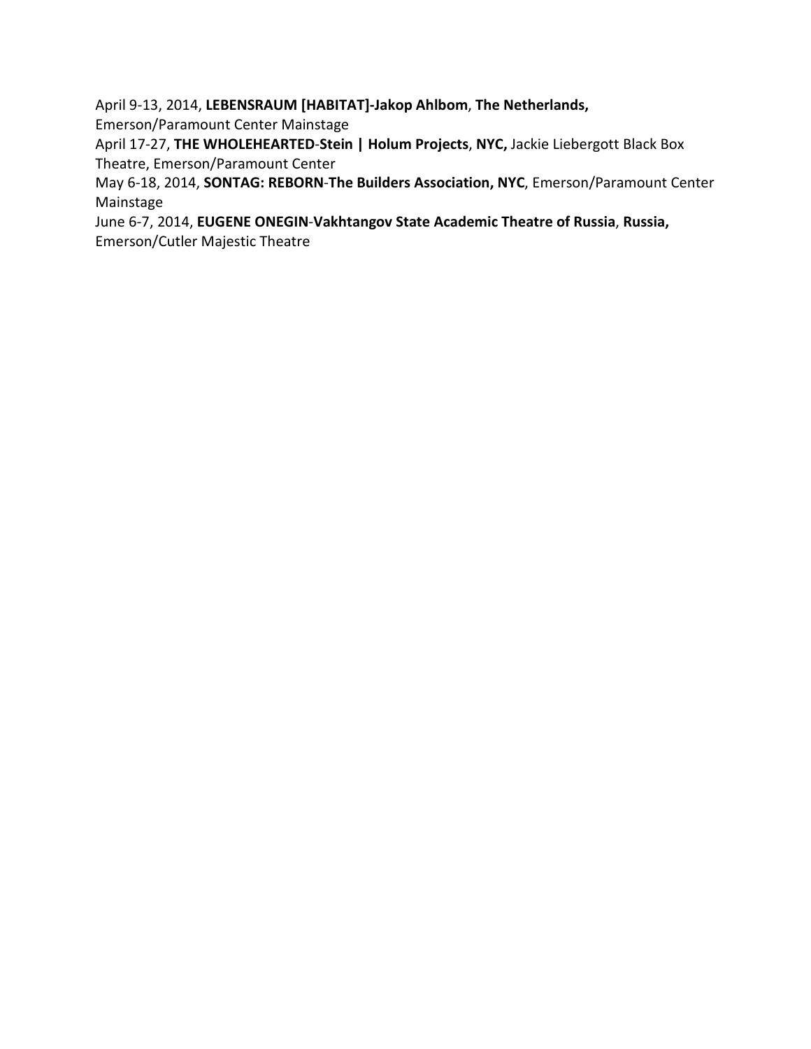April 9-13, 2014, **LEBENSRAUM [HABITAT]-Jakop Ahlbom**, **The Netherlands,** Emerson/Paramount Center Mainstage

April 17-27, **THE WHOLEHEARTED**-**Stein | Holum Projects**, **NYC,** Jackie Liebergott Black Box Theatre, Emerson/Paramount Center

May 6-18, 2014, **SONTAG: REBORN**-**The Builders Association, NYC**, Emerson/Paramount Center Mainstage

June 6-7, 2014, **EUGENE ONEGIN**-**Vakhtangov State Academic Theatre of Russia**, **Russia,** Emerson/Cutler Majestic Theatre